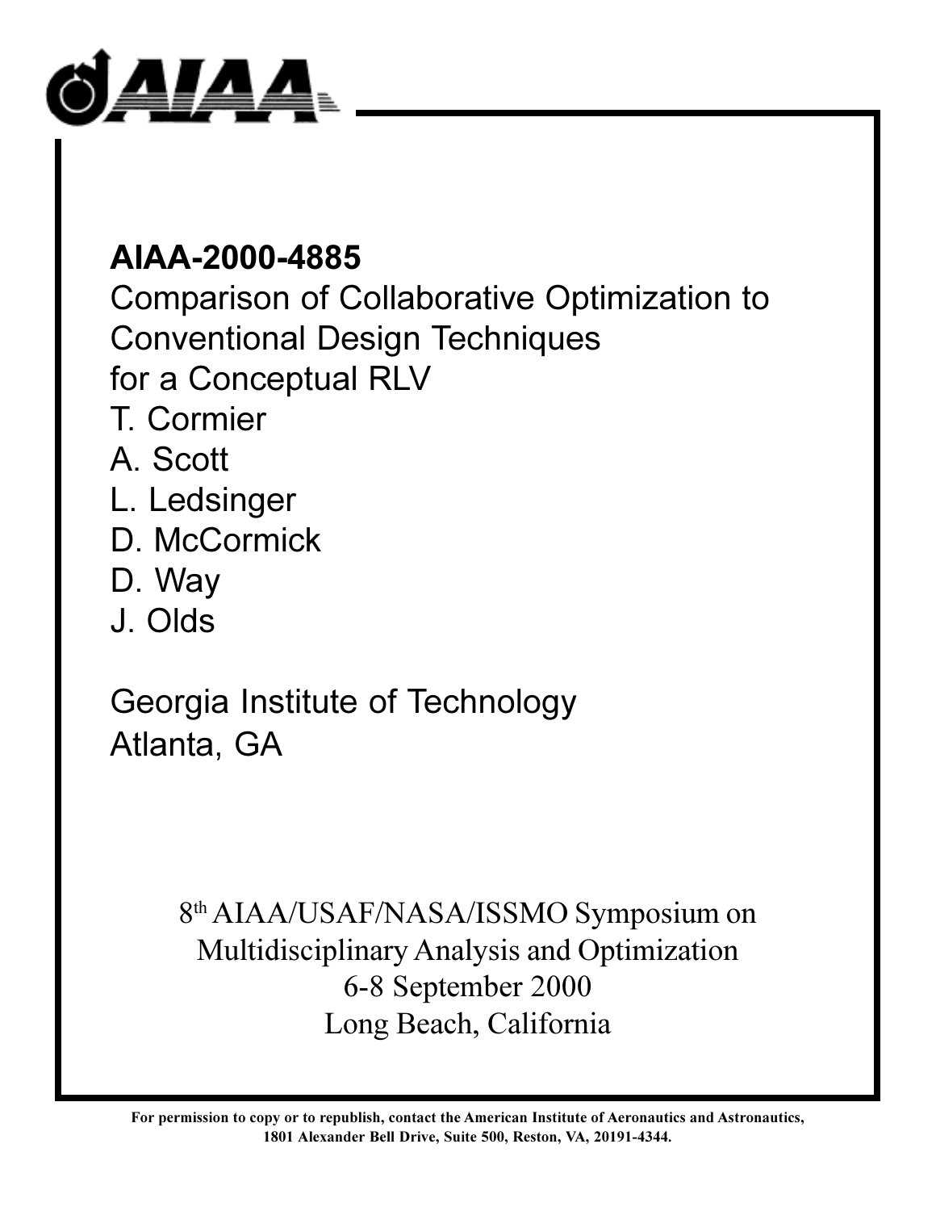**AIAA-2000-4885**

Comparison of Collaborative Optimization to Conventional Design Techniques for a Conceptual RLV

T. Cormier
A. Scott
L. Ledsinger
D. McCormick
D. Way
J. Olds

Georgia Institute of Technology
Atlanta, GA

8th AIAA/USAF/NASA/ISSMO Symposium on Multidisciplinary Analysis and Optimization
6-8 September 2000
Long Beach, California

**For permission to copy or to republish, contact the American Institute of Aeronautics and Astronautics, 1801 Alexander Bell Drive, Suite 500, Reston, VA, 20191-4344.**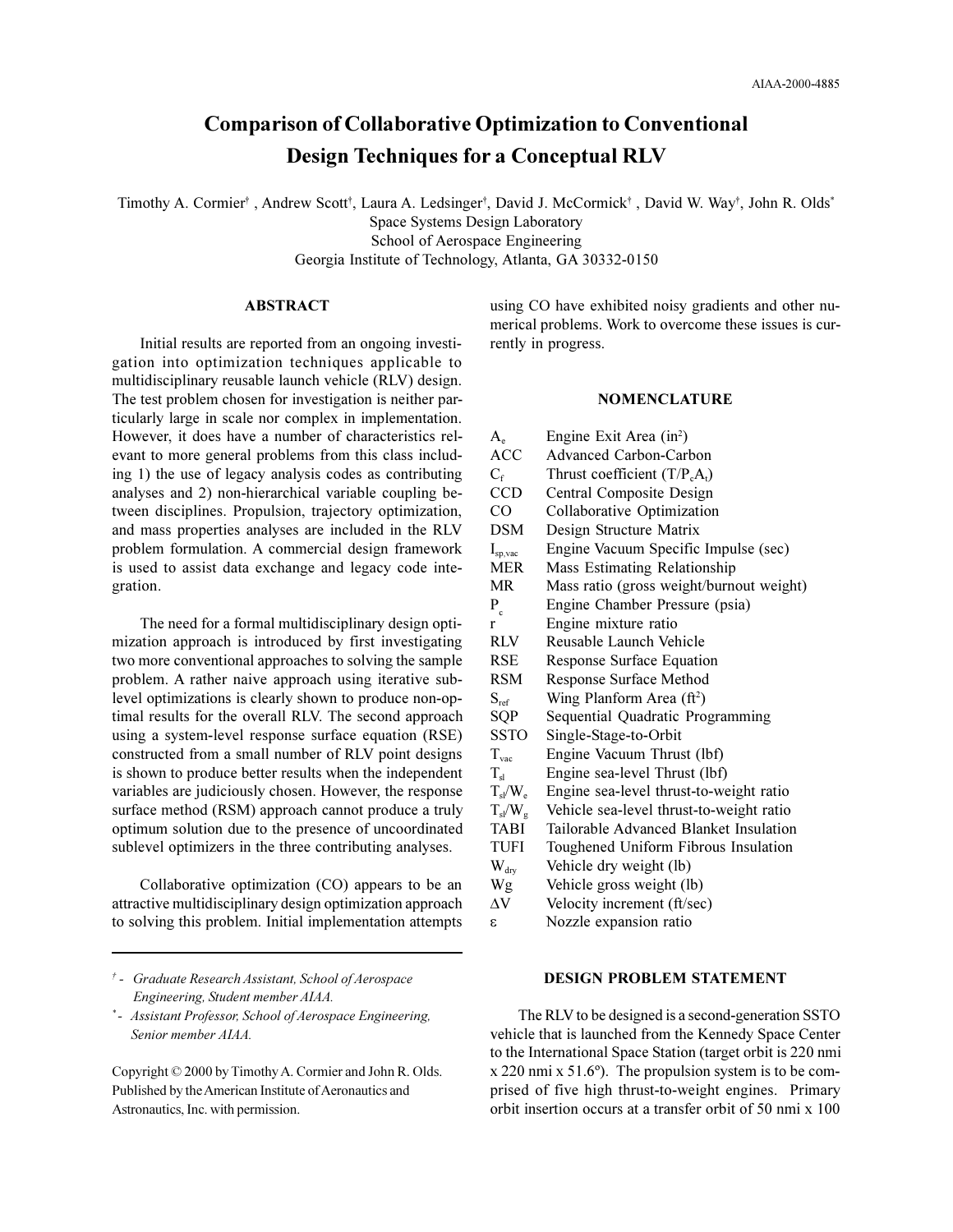# Comparison of Collaborative Optimization to Conventional Design Techniques for a Conceptual RLV

Timothy A. Cormier[†], Andrew Scott[†], Laura A. Ledsinger[†], David J. McCormick[†], David W. Way[†], John R. Olds[*]
Space Systems Design Laboratory
School of Aerospace Engineering
Georgia Institute of Technology, Atlanta, GA 30332-0150

## ABSTRACT

Initial results are reported from an ongoing investigation into optimization techniques applicable to multidisciplinary reusable launch vehicle (RLV) design. The test problem chosen for investigation is neither particularly large in scale nor complex in implementation. However, it does have a number of characteristics relevant to more general problems from this class including 1) the use of legacy analysis codes as contributing analyses and 2) non-hierarchical variable coupling between disciplines. Propulsion, trajectory optimization, and mass properties analyses are included in the RLV problem formulation. A commercial design framework is used to assist data exchange and legacy code integration.

The need for a formal multidisciplinary design optimization approach is introduced by first investigating two more conventional approaches to solving the sample problem. A rather naive approach using iterative sublevel optimizations is clearly shown to produce non-optimal results for the overall RLV. The second approach using a system-level response surface equation (RSE) constructed from a small number of RLV point designs is shown to produce better results when the independent variables are judiciously chosen. However, the response surface method (RSM) approach cannot produce a truly optimum solution due to the presence of uncoordinated sublevel optimizers in the three contributing analyses.

Collaborative optimization (CO) appears to be an attractive multidisciplinary design optimization approach to solving this problem. Initial implementation attempts using CO have exhibited noisy gradients and other numerical problems. Work to overcome these issues is currently in progress.

[†] - *Graduate Research Assistant, School of Aerospace Engineering, Student member AIAA.*

[*] - *Assistant Professor, School of Aerospace Engineering, Senior member AIAA.*

Copyright © 2000 by Timothy A. Cormier and John R. Olds. Published by the American Institute of Aeronautics and Astronautics, Inc. with permission.

## NOMENCLATURE

| | |
|---|---|
| $A_e$ | Engine Exit Area (in$^2$) |
| ACC | Advanced Carbon-Carbon |
| $C_f$ | Thrust coefficient ($T/P_cA_t$) |
| CCD | Central Composite Design |
| CO | Collaborative Optimization |
| DSM | Design Structure Matrix |
| $I_{sp,vac}$ | Engine Vacuum Specific Impulse (sec) |
| MER | Mass Estimating Relationship |
| MR | Mass ratio (gross weight/burnout weight) |
| $P_c$ | Engine Chamber Pressure (psia) |
| r | Engine mixture ratio |
| RLV | Reusable Launch Vehicle |
| RSE | Response Surface Equation |
| RSM | Response Surface Method |
| $S_{ref}$ | Wing Planform Area (ft$^2$) |
| SQP | Sequential Quadratic Programming |
| SSTO | Single-Stage-to-Orbit |
| $T_{vac}$ | Engine Vacuum Thrust (lbf) |
| $T_{sl}$ | Engine sea-level Thrust (lbf) |
| $T_{sl}/W_e$ | Engine sea-level thrust-to-weight ratio |
| $T_{sl}/W_g$ | Vehicle sea-level thrust-to-weight ratio |
| TABI | Tailorable Advanced Blanket Insulation |
| TUFI | Toughened Uniform Fibrous Insulation |
| $W_{dry}$ | Vehicle dry weight (lb) |
| Wg | Vehicle gross weight (lb) |
| $\Delta V$ | Velocity increment (ft/sec) |
| $\varepsilon$ | Nozzle expansion ratio |

## DESIGN PROBLEM STATEMENT

The RLV to be designed is a second-generation SSTO vehicle that is launched from the Kennedy Space Center to the International Space Station (target orbit is 220 nmi x 220 nmi x 51.6°). The propulsion system is to be comprised of five high thrust-to-weight engines. Primary orbit insertion occurs at a transfer orbit of 50 nmi x 100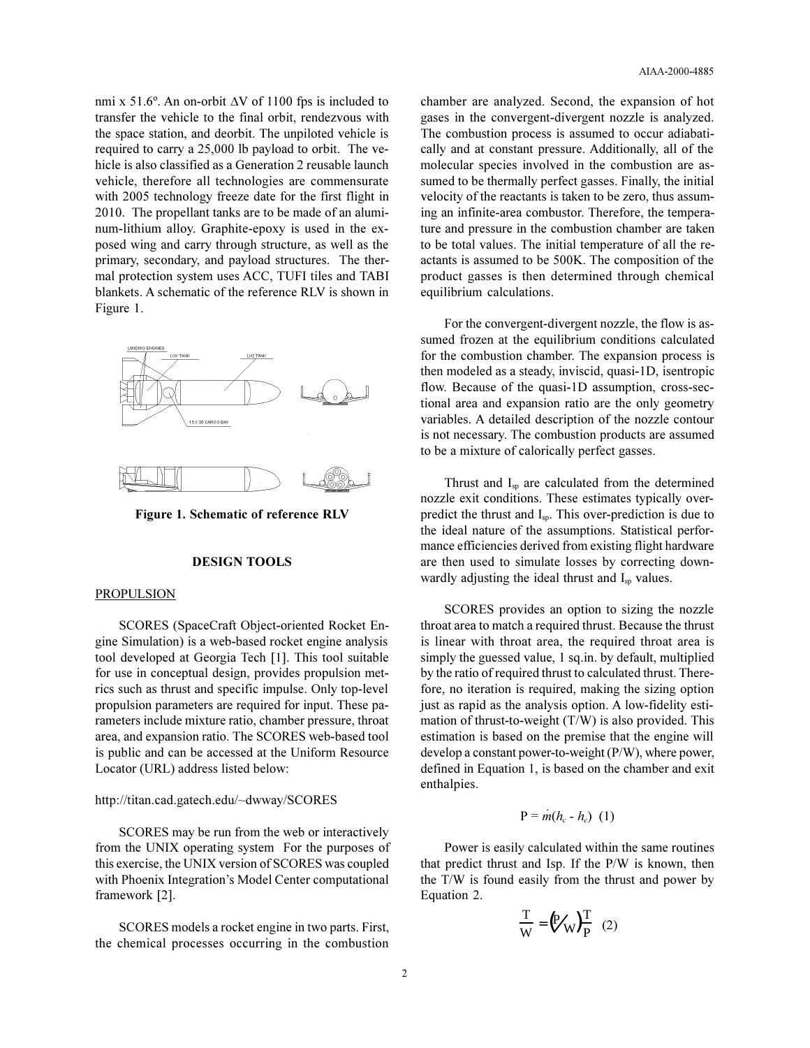nmi x 51.6°. An on-orbit ΔV of 1100 fps is included to transfer the vehicle to the final orbit, rendezvous with the space station, and deorbit. The unpiloted vehicle is required to carry a 25,000 lb payload to orbit. The vehicle is also classified as a Generation 2 reusable launch vehicle, therefore all technologies are commensurate with 2005 technology freeze date for the first flight in 2010. The propellant tanks are to be made of an aluminum-lithium alloy. Graphite-epoxy is used in the exposed wing and carry through structure, as well as the primary, secondary, and payload structures. The thermal protection system uses ACC, TUFI tiles and TABI blankets. A schematic of the reference RLV is shown in Figure 1.

**Figure 1. Schematic of reference RLV**

## DESIGN TOOLS

### PROPULSION

SCORES (SpaceCraft Object-oriented Rocket Engine Simulation) is a web-based rocket engine analysis tool developed at Georgia Tech [1]. This tool suitable for use in conceptual design, provides propulsion metrics such as thrust and specific impulse. Only top-level propulsion parameters are required for input. These parameters include mixture ratio, chamber pressure, throat area, and expansion ratio. The SCORES web-based tool is public and can be accessed at the Uniform Resource Locator (URL) address listed below:

http://titan.cad.gatech.edu/~dwway/SCORES

SCORES may be run from the web or interactively from the UNIX operating system For the purposes of this exercise, the UNIX version of SCORES was coupled with Phoenix Integration's Model Center computational framework [2].

SCORES models a rocket engine in two parts. First, the chemical processes occurring in the combustion chamber are analyzed. Second, the expansion of hot gases in the convergent-divergent nozzle is analyzed. The combustion process is assumed to occur adiabatically and at constant pressure. Additionally, all of the molecular species involved in the combustion are assumed to be thermally perfect gasses. Finally, the initial velocity of the reactants is taken to be zero, thus assuming an infinite-area combustor. Therefore, the temperature and pressure in the combustion chamber are taken to be total values. The initial temperature of all the reactants is assumed to be 500K. The composition of the product gasses is then determined through chemical equilibrium calculations.

For the convergent-divergent nozzle, the flow is assumed frozen at the equilibrium conditions calculated for the combustion chamber. The expansion process is then modeled as a steady, inviscid, quasi-1D, isentropic flow. Because of the quasi-1D assumption, cross-sectional area and expansion ratio are the only geometry variables. A detailed description of the nozzle contour is not necessary. The combustion products are assumed to be a mixture of calorically perfect gasses.

Thrust and $I_{sp}$ are calculated from the determined nozzle exit conditions. These estimates typically over-predict the thrust and $I_{sp}$. This over-prediction is due to the ideal nature of the assumptions. Statistical performance efficiencies derived from existing flight hardware are then used to simulate losses by correcting downwardly adjusting the ideal thrust and $I_{sp}$ values.

SCORES provides an option to sizing the nozzle throat area to match a required thrust. Because the thrust is linear with throat area, the required throat area is simply the guessed value, 1 sq.in. by default, multiplied by the ratio of required thrust to calculated thrust. Therefore, no iteration is required, making the sizing option just as rapid as the analysis option. A low-fidelity estimation of thrust-to-weight (T/W) is also provided. This estimation is based on the premise that the engine will develop a constant power-to-weight (P/W), where power, defined in Equation 1, is based on the chamber and exit enthalpies.

$$P = \dot{m}(h_c - h_e) \quad (1)$$

Power is easily calculated within the same routines that predict thrust and Isp. If the P/W is known, then the T/W is found easily from the thrust and power by Equation 2.

$$\frac{T}{W} = \left(\frac{P}{W}\right)\frac{T}{P} \quad (2)$$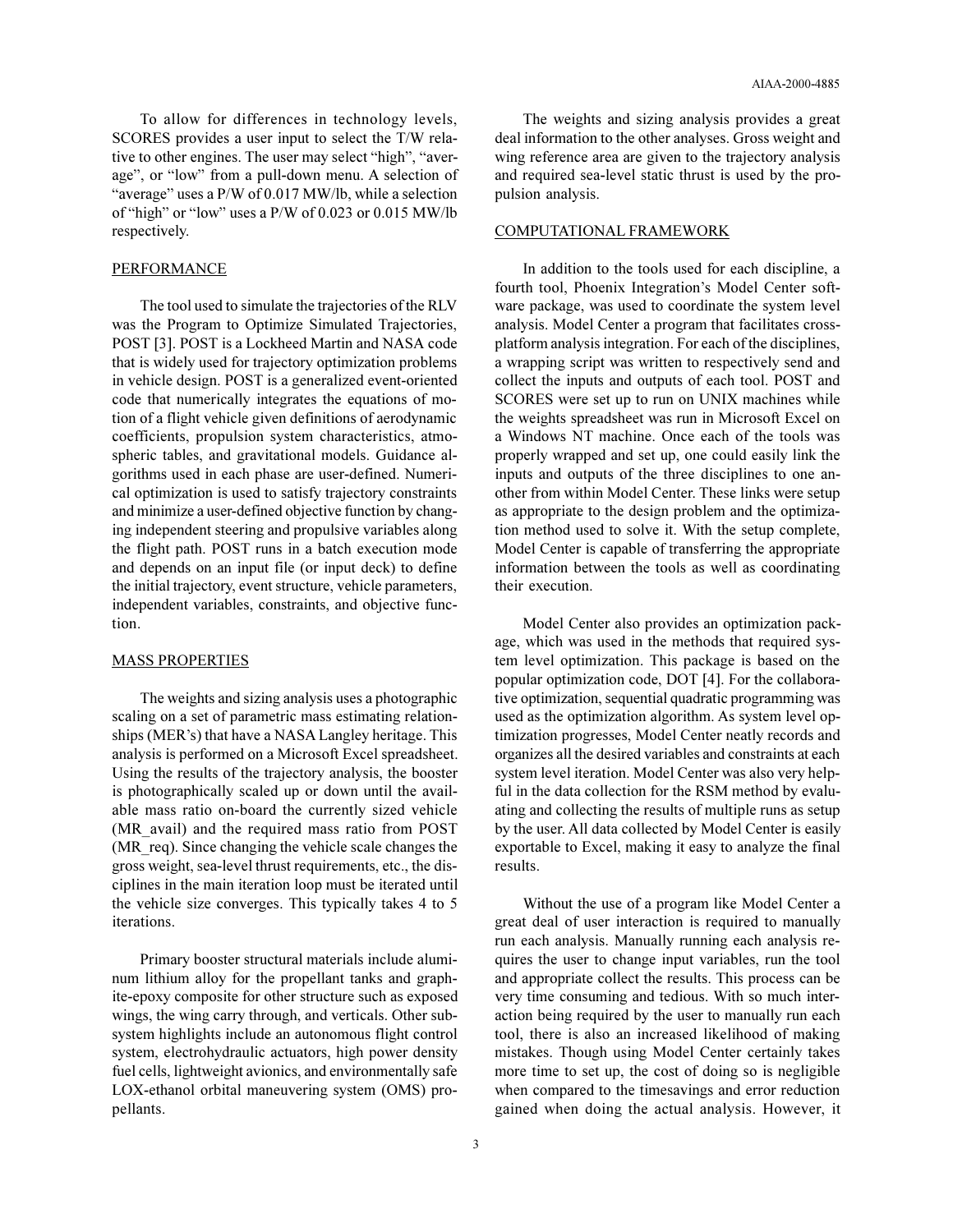To allow for differences in technology levels, SCORES provides a user input to select the T/W relative to other engines. The user may select "high", "average", or "low" from a pull-down menu. A selection of "average" uses a P/W of 0.017 MW/lb, while a selection of "high" or "low" uses a P/W of 0.023 or 0.015 MW/lb respectively.

## PERFORMANCE

The tool used to simulate the trajectories of the RLV was the Program to Optimize Simulated Trajectories, POST [3]. POST is a Lockheed Martin and NASA code that is widely used for trajectory optimization problems in vehicle design. POST is a generalized event-oriented code that numerically integrates the equations of motion of a flight vehicle given definitions of aerodynamic coefficients, propulsion system characteristics, atmospheric tables, and gravitational models. Guidance algorithms used in each phase are user-defined. Numerical optimization is used to satisfy trajectory constraints and minimize a user-defined objective function by changing independent steering and propulsive variables along the flight path. POST runs in a batch execution mode and depends on an input file (or input deck) to define the initial trajectory, event structure, vehicle parameters, independent variables, constraints, and objective function.

## MASS PROPERTIES

The weights and sizing analysis uses a photographic scaling on a set of parametric mass estimating relationships (MER's) that have a NASA Langley heritage. This analysis is performed on a Microsoft Excel spreadsheet. Using the results of the trajectory analysis, the booster is photographically scaled up or down until the available mass ratio on-board the currently sized vehicle (MR_avail) and the required mass ratio from POST (MR_req). Since changing the vehicle scale changes the gross weight, sea-level thrust requirements, etc., the disciplines in the main iteration loop must be iterated until the vehicle size converges. This typically takes 4 to 5 iterations.

Primary booster structural materials include aluminum lithium alloy for the propellant tanks and graphite-epoxy composite for other structure such as exposed wings, the wing carry through, and verticals. Other subsystem highlights include an autonomous flight control system, electrohydraulic actuators, high power density fuel cells, lightweight avionics, and environmentally safe LOX-ethanol orbital maneuvering system (OMS) propellants.

The weights and sizing analysis provides a great deal information to the other analyses. Gross weight and wing reference area are given to the trajectory analysis and required sea-level static thrust is used by the propulsion analysis.

## COMPUTATIONAL FRAMEWORK

In addition to the tools used for each discipline, a fourth tool, Phoenix Integration's Model Center software package, was used to coordinate the system level analysis. Model Center a program that facilitates cross-platform analysis integration. For each of the disciplines, a wrapping script was written to respectively send and collect the inputs and outputs of each tool. POST and SCORES were set up to run on UNIX machines while the weights spreadsheet was run in Microsoft Excel on a Windows NT machine. Once each of the tools was properly wrapped and set up, one could easily link the inputs and outputs of the three disciplines to one another from within Model Center. These links were setup as appropriate to the design problem and the optimization method used to solve it. With the setup complete, Model Center is capable of transferring the appropriate information between the tools as well as coordinating their execution.

Model Center also provides an optimization package, which was used in the methods that required system level optimization. This package is based on the popular optimization code, DOT [4]. For the collaborative optimization, sequential quadratic programming was used as the optimization algorithm. As system level optimization progresses, Model Center neatly records and organizes all the desired variables and constraints at each system level iteration. Model Center was also very helpful in the data collection for the RSM method by evaluating and collecting the results of multiple runs as setup by the user. All data collected by Model Center is easily exportable to Excel, making it easy to analyze the final results.

Without the use of a program like Model Center a great deal of user interaction is required to manually run each analysis. Manually running each analysis requires the user to change input variables, run the tool and appropriate collect the results. This process can be very time consuming and tedious. With so much interaction being required by the user to manually run each tool, there is also an increased likelihood of making mistakes. Though using Model Center certainly takes more time to set up, the cost of doing so is negligible when compared to the timesavings and error reduction gained when doing the actual analysis. However, it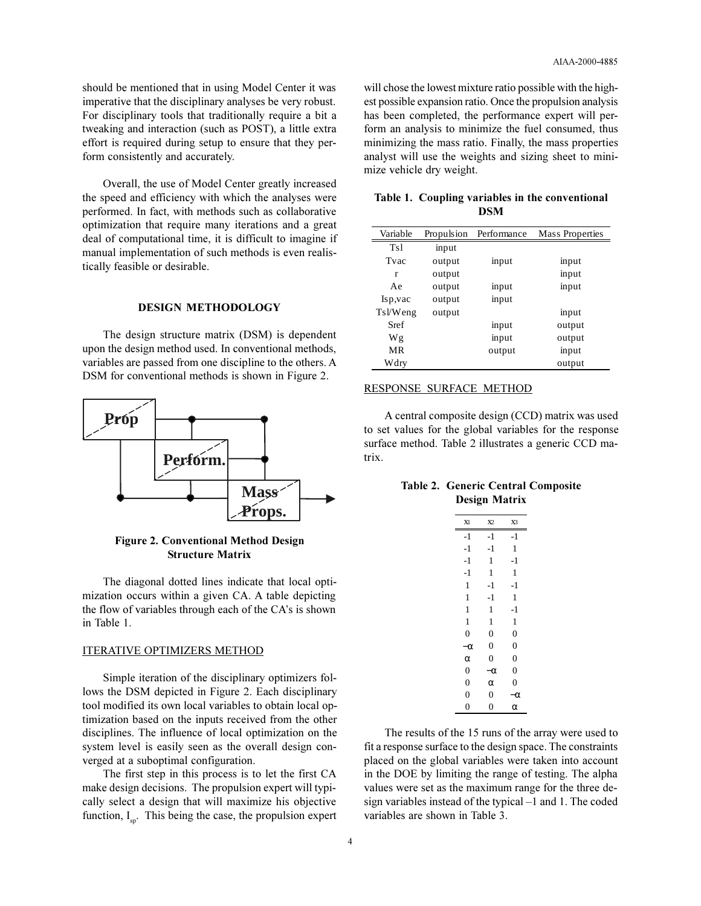should be mentioned that in using Model Center it was imperative that the disciplinary analyses be very robust. For disciplinary tools that traditionally require a bit a tweaking and interaction (such as POST), a little extra effort is required during setup to ensure that they perform consistently and accurately.

Overall, the use of Model Center greatly increased the speed and efficiency with which the analyses were performed. In fact, with methods such as collaborative optimization that require many iterations and a great deal of computational time, it is difficult to imagine if manual implementation of such methods is even realistically feasible or desirable.

## DESIGN METHODOLOGY

The design structure matrix (DSM) is dependent upon the design method used. In conventional methods, variables are passed from one discipline to the others. A DSM for conventional methods is shown in Figure 2.

**Figure 2. Conventional Method Design Structure Matrix**

The diagonal dotted lines indicate that local optimization occurs within a given CA. A table depicting the flow of variables through each of the CA's is shown in Table 1.

### ITERATIVE OPTIMIZERS METHOD

Simple iteration of the disciplinary optimizers follows the DSM depicted in Figure 2. Each disciplinary tool modified its own local variables to obtain local optimization based on the inputs received from the other disciplines. The influence of local optimization on the system level is easily seen as the overall design converged at a suboptimal configuration.

The first step in this process is to let the first CA make design decisions. The propulsion expert will typically select a design that will maximize his objective function, $I_{sp}$. This being the case, the propulsion expert will chose the lowest mixture ratio possible with the highest possible expansion ratio. Once the propulsion analysis has been completed, the performance expert will perform an analysis to minimize the fuel consumed, thus minimizing the mass ratio. Finally, the mass properties analyst will use the weights and sizing sheet to minimize vehicle dry weight.

**Table 1. Coupling variables in the conventional DSM**

| Variable | Propulsion | Performance | Mass Properties |
|---|---|---|---|
| Tsl | input | | |
| Tvac | output | input | input |
| r | output | | input |
| Ae | output | input | input |
| Isp,vac | output | input | |
| Tsl/Weng | output | | input |
| Sref | | input | output |
| Wg | | input | output |
| MR | | output | input |
| Wdry | | | output |

### RESPONSE SURFACE METHOD

A central composite design (CCD) matrix was used to set values for the global variables for the response surface method. Table 2 illustrates a generic CCD matrix.

**Table 2. Generic Central Composite Design Matrix**

| $x_1$ | $x_2$ | $x_3$ |
|---|---|---|
| -1 | -1 | -1 |
| -1 | -1 | 1 |
| -1 | 1 | -1 |
| -1 | 1 | 1 |
| 1 | -1 | -1 |
| 1 | -1 | 1 |
| 1 | 1 | -1 |
| 1 | 1 | 1 |
| 0 | 0 | 0 |
| $-\alpha$ | 0 | 0 |
| $\alpha$ | 0 | 0 |
| 0 | $-\alpha$ | 0 |
| 0 | $\alpha$ | 0 |
| 0 | 0 | $-\alpha$ |
| 0 | 0 | $\alpha$ |

The results of the 15 runs of the array were used to fit a response surface to the design space. The constraints placed on the global variables were taken into account in the DOE by limiting the range of testing. The alpha values were set as the maximum range for the three design variables instead of the typical –1 and 1. The coded variables are shown in Table 3.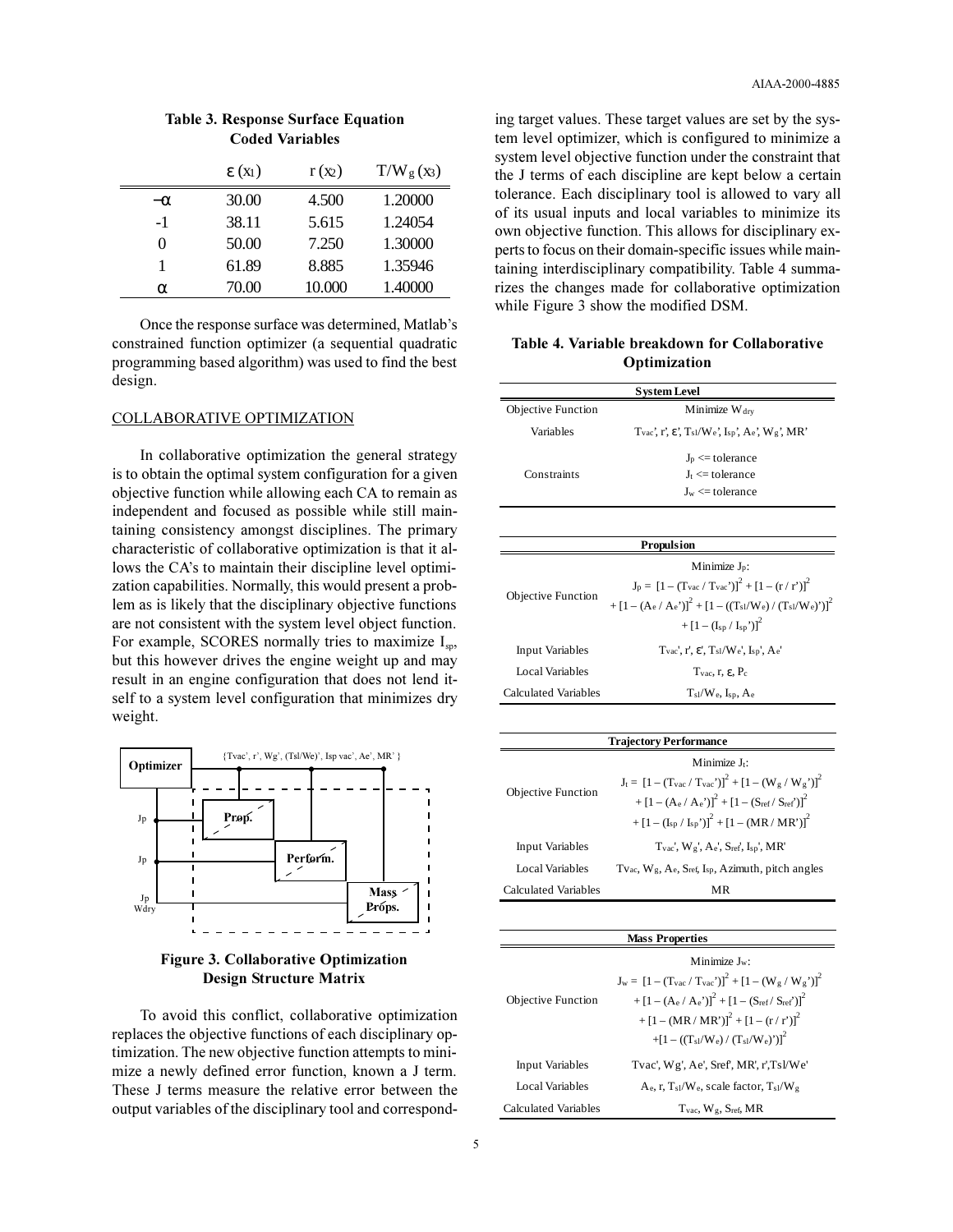**Table 3. Response Surface Equation Coded Variables**

| | $\varepsilon$ ($x_1$) | r ($x_2$) | $T/W_g$ ($x_3$) |
|---|---|---|---|
| $-\alpha$ | 30.00 | 4.500 | 1.20000 |
| -1 | 38.11 | 5.615 | 1.24054 |
| 0 | 50.00 | 7.250 | 1.30000 |
| 1 | 61.89 | 8.885 | 1.35946 |
| $\alpha$ | 70.00 | 10.000 | 1.40000 |

Once the response surface was determined, Matlab's constrained function optimizer (a sequential quadratic programming based algorithm) was used to find the best design.

## COLLABORATIVE OPTIMIZATION

In collaborative optimization the general strategy is to obtain the optimal system configuration for a given objective function while allowing each CA to remain as independent and focused as possible while still maintaining consistency amongst disciplines. The primary characteristic of collaborative optimization is that it allows the CA's to maintain their discipline level optimization capabilities. Normally, this would present a problem as is likely that the disciplinary objective functions are not consistent with the system level object function. For example, SCORES normally tries to maximize $I_{sp}$, but this however drives the engine weight up and may result in an engine configuration that does not lend itself to a system level configuration that minimizes dry weight.

{Tvac', r', Wg', (Tsl/We)', Isp vac', Ae', MR' }

Optimizer

Jp

Jp

Jp
Wdry

Prop.

Perform.

Mass Props.

**Figure 3. Collaborative Optimization Design Structure Matrix**

To avoid this conflict, collaborative optimization replaces the objective functions of each disciplinary optimization. The new objective function attempts to minimize a newly defined error function, known a J term. These J terms measure the relative error between the output variables of the disciplinary tool and corresponding target values. These target values are set by the system level optimizer, which is configured to minimize a system level objective function under the constraint that the J terms of each discipline are kept below a certain tolerance. Each disciplinary tool is allowed to vary all of its usual inputs and local variables to minimize its own objective function. This allows for disciplinary experts to focus on their domain-specific issues while maintaining interdisciplinary compatibility. Table 4 summarizes the changes made for collaborative optimization while Figure 3 show the modified DSM.

**Table 4. Variable breakdown for Collaborative Optimization**

| **System Level** | |
|---|---|
| Objective Function | Minimize $W_{dry}$ |
| Variables | $T_{vac}'$, r', $\varepsilon'$, $T_{sl}/W_e'$, $I_{sp}'$, $A_e'$, $W_g'$, MR' |
| Constraints | $J_p$ <= tolerance<br>$J_t$ <= tolerance<br>$J_w$ <= tolerance |

| **Propulsion** | |
|---|---|
| Objective Function | Minimize $J_p$:<br>$J_p = [1-(T_{vac}/T_{vac}')]^2 + [1-(r/r')]^2 + [1-(A_e/A_e')]^2 + [1-((T_{sl}/W_e)/(T_{sl}/W_e)')]^2 + [1-(I_{sp}/I_{sp}')]^2$ |
| Input Variables | $T_{vac}'$, r', $\varepsilon'$, $T_{sl}/W_e'$, $I_{sp}'$, $A_e'$ |
| Local Variables | $T_{vac}$, r, $\varepsilon$, $P_c$ |
| Calculated Variables | $T_{sl}/W_e$, $I_{sp}$, $A_e$ |

| **Trajectory Performance** | |
|---|---|
| Objective Function | Minimize $J_t$:<br>$J_t = [1-(T_{vac}/T_{vac}')]^2 + [1-(W_g/W_g')]^2 + [1-(A_e/A_e')]^2 + [1-(S_{ref}/S_{ref}')]^2 + [1-(I_{sp}/I_{sp}')]^2 + [1-(MR/MR')]^2$ |
| Input Variables | $T_{vac}'$, $W_g'$, $A_e'$, $S_{ref}'$, $I_{sp}'$, MR' |
| Local Variables | $T_{vac}$, $W_g$, $A_e$, $S_{ref}$, $I_{sp}$, Azimuth, pitch angles |
| Calculated Variables | MR |

| **Mass Properties** | |
|---|---|
| Objective Function | Minimize $J_w$:<br>$J_w = [1-(T_{vac}/T_{vac}')]^2 + [1-(W_g/W_g')]^2 + [1-(A_e/A_e')]^2 + [1-(S_{ref}/S_{ref}')]^2 + [1-(MR/MR')]^2 + [1-(r/r')]^2 + [1-((T_{sl}/W_e)/(T_{sl}/W_e)')]^2$ |
| Input Variables | Tvac', Wg', Ae', Sref', MR', r',Tsl/We' |
| Local Variables | $A_e$, r, $T_{sl}/W_e$, scale factor, $T_{sl}/W_g$ |
| Calculated Variables | $T_{vac}$, $W_g$, $S_{ref}$, MR |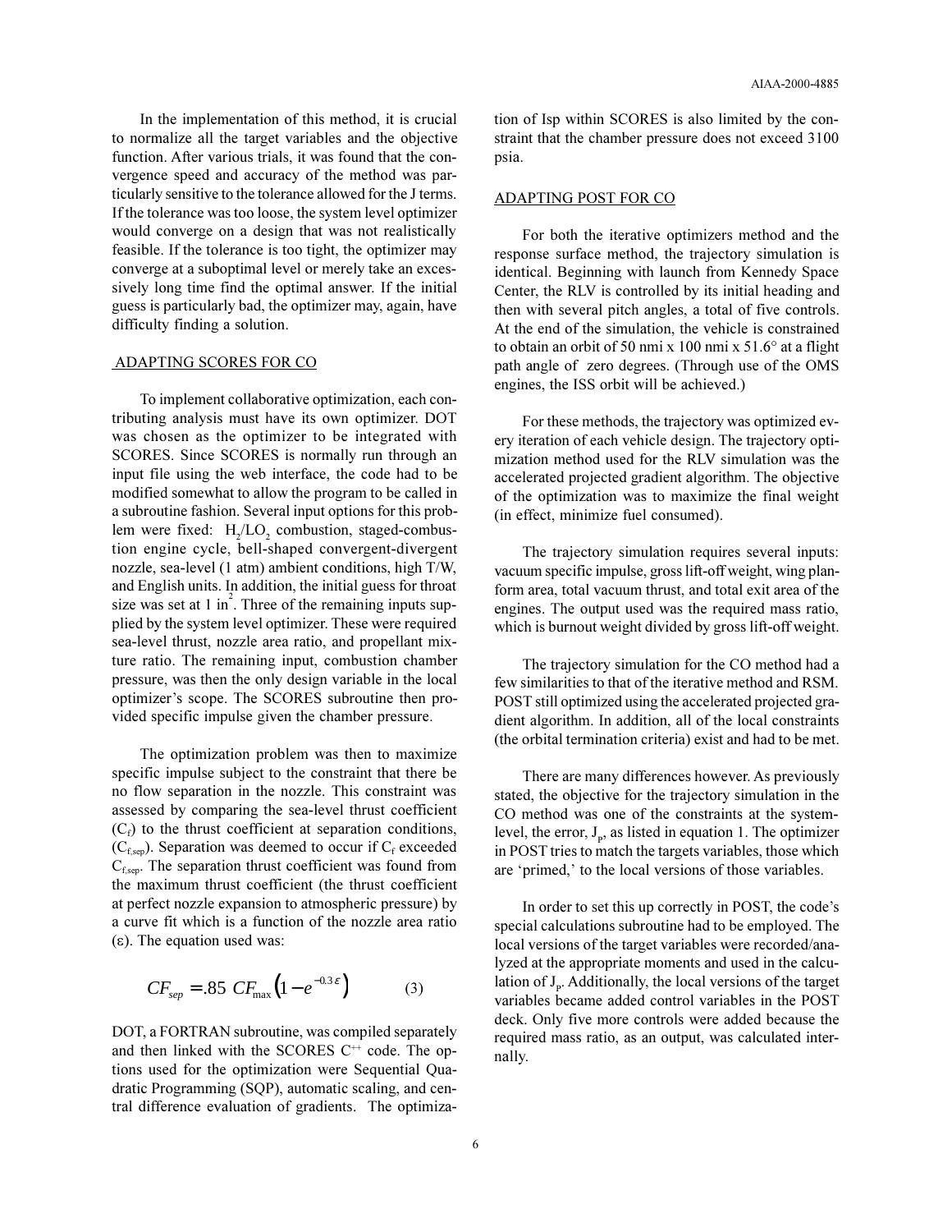In the implementation of this method, it is crucial to normalize all the target variables and the objective function. After various trials, it was found that the convergence speed and accuracy of the method was particularly sensitive to the tolerance allowed for the J terms. If the tolerance was too loose, the system level optimizer would converge on a design that was not realistically feasible. If the tolerance is too tight, the optimizer may converge at a suboptimal level or merely take an excessively long time find the optimal answer. If the initial guess is particularly bad, the optimizer may, again, have difficulty finding a solution.

## ADAPTING SCORES FOR CO

To implement collaborative optimization, each contributing analysis must have its own optimizer. DOT was chosen as the optimizer to be integrated with SCORES. Since SCORES is normally run through an input file using the web interface, the code had to be modified somewhat to allow the program to be called in a subroutine fashion. Several input options for this problem were fixed: $H_2/LO_2$ combustion, staged-combustion engine cycle, bell-shaped convergent-divergent nozzle, sea-level (1 atm) ambient conditions, high T/W, and English units. In addition, the initial guess for throat size was set at 1 $in^2$. Three of the remaining inputs supplied by the system level optimizer. These were required sea-level thrust, nozzle area ratio, and propellant mixture ratio. The remaining input, combustion chamber pressure, was then the only design variable in the local optimizer's scope. The SCORES subroutine then provided specific impulse given the chamber pressure.

The optimization problem was then to maximize specific impulse subject to the constraint that there be no flow separation in the nozzle. This constraint was assessed by comparing the sea-level thrust coefficient ($C_f$) to the thrust coefficient at separation conditions, ($C_{f,sep}$). Separation was deemed to occur if $C_f$ exceeded $C_{f,sep}$. The separation thrust coefficient was found from the maximum thrust coefficient (the thrust coefficient at perfect nozzle expansion to atmospheric pressure) by a curve fit which is a function of the nozzle area ratio ($\varepsilon$). The equation used was:

$$CF_{sep} = .85\ CF_{\max}\left(1 - e^{-0.3\,\varepsilon}\right) \qquad (3)$$

DOT, a FORTRAN subroutine, was compiled separately and then linked with the SCORES $C^{++}$ code. The options used for the optimization were Sequential Quadratic Programming (SQP), automatic scaling, and central difference evaluation of gradients. The optimization of Isp within SCORES is also limited by the constraint that the chamber pressure does not exceed 3100 psia.

## ADAPTING POST FOR CO

For both the iterative optimizers method and the response surface method, the trajectory simulation is identical. Beginning with launch from Kennedy Space Center, the RLV is controlled by its initial heading and then with several pitch angles, a total of five controls. At the end of the simulation, the vehicle is constrained to obtain an orbit of 50 nmi x 100 nmi x 51.6° at a flight path angle of zero degrees. (Through use of the OMS engines, the ISS orbit will be achieved.)

For these methods, the trajectory was optimized every iteration of each vehicle design. The trajectory optimization method used for the RLV simulation was the accelerated projected gradient algorithm. The objective of the optimization was to maximize the final weight (in effect, minimize fuel consumed).

The trajectory simulation requires several inputs: vacuum specific impulse, gross lift-off weight, wing planform area, total vacuum thrust, and total exit area of the engines. The output used was the required mass ratio, which is burnout weight divided by gross lift-off weight.

The trajectory simulation for the CO method had a few similarities to that of the iterative method and RSM. POST still optimized using the accelerated projected gradient algorithm. In addition, all of the local constraints (the orbital termination criteria) exist and had to be met.

There are many differences however. As previously stated, the objective for the trajectory simulation in the CO method was one of the constraints at the system-level, the error, $J_p$, as listed in equation 1. The optimizer in POST tries to match the targets variables, those which are 'primed,' to the local versions of those variables.

In order to set this up correctly in POST, the code's special calculations subroutine had to be employed. The local versions of the target variables were recorded/analyzed at the appropriate moments and used in the calculation of $J_p$. Additionally, the local versions of the target variables became added control variables in the POST deck. Only five more controls were added because the required mass ratio, as an output, was calculated internally.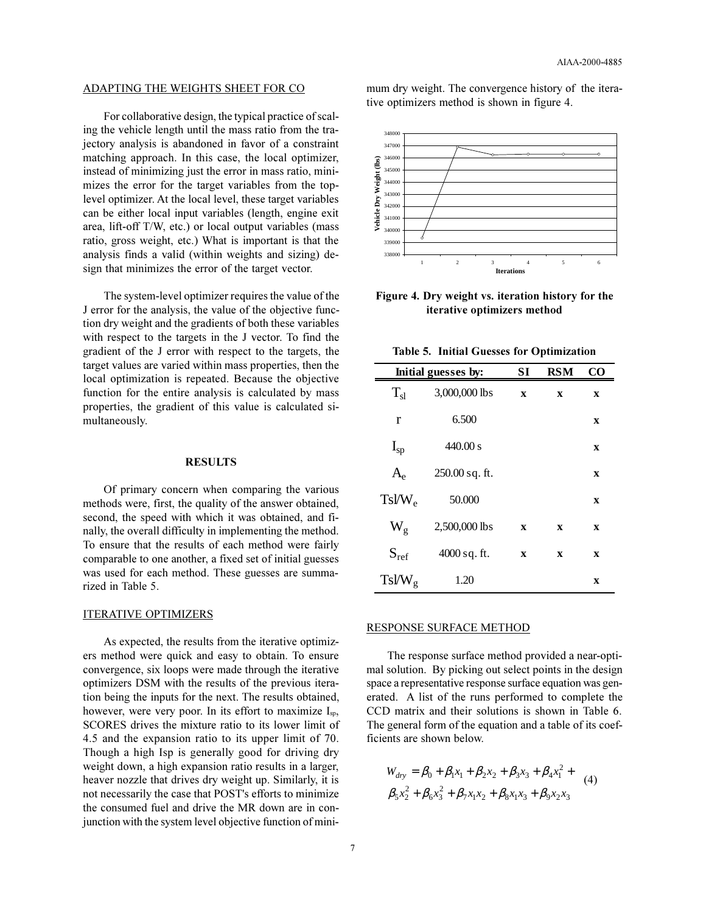### ADAPTING THE WEIGHTS SHEET FOR CO

For collaborative design, the typical practice of scaling the vehicle length until the mass ratio from the trajectory analysis is abandoned in favor of a constraint matching approach. In this case, the local optimizer, instead of minimizing just the error in mass ratio, minimizes the error for the target variables from the top-level optimizer. At the local level, these target variables can be either local input variables (length, engine exit area, lift-off T/W, etc.) or local output variables (mass ratio, gross weight, etc.) What is important is that the analysis finds a valid (within weights and sizing) design that minimizes the error of the target vector.

The system-level optimizer requires the value of the J error for the analysis, the value of the objective function dry weight and the gradients of both these variables with respect to the targets in the J vector. To find the gradient of the J error with respect to the targets, the target values are varied within mass properties, then the local optimization is repeated. Because the objective function for the entire analysis is calculated by mass properties, the gradient of this value is calculated simultaneously.

## RESULTS

Of primary concern when comparing the various methods were, first, the quality of the answer obtained, second, the speed with which it was obtained, and finally, the overall difficulty in implementing the method. To ensure that the results of each method were fairly comparable to one another, a fixed set of initial guesses was used for each method. These guesses are summarized in Table 5.

### ITERATIVE OPTIMIZERS

As expected, the results from the iterative optimizers method were quick and easy to obtain. To ensure convergence, six loops were made through the iterative optimizers DSM with the results of the previous iteration being the inputs for the next. The results obtained, however, were very poor. In its effort to maximize $I_{sp}$, SCORES drives the mixture ratio to its lower limit of 4.5 and the expansion ratio to its upper limit of 70. Though a high Isp is generally good for driving dry weight down, a high expansion ratio results in a larger, heaver nozzle that drives dry weight up. Similarly, it is not necessarily the case that POST's efforts to minimize the consumed fuel and drive the MR down are in conjunction with the system level objective function of minimum dry weight. The convergence history of the iterative optimizers method is shown in figure 4.

**Figure 4. Dry weight vs. iteration history for the iterative optimizers method**

**Table 5. Initial Guesses for Optimization**

| Initial guesses by: | | SI | RSM | CO |
|---|---|---|---|---|
| $T_{sl}$ | 3,000,000 lbs | x | x | x |
| r | 6.500 | | | x |
| $I_{sp}$ | 440.00 s | | | x |
| $A_e$ | 250.00 sq. ft. | | | x |
| $Tsl/W_e$ | 50.000 | | | x |
| $W_g$ | 2,500,000 lbs | x | x | x |
| $S_{ref}$ | 4000 sq. ft. | x | x | x |
| $Tsl/W_g$ | 1.20 | | | x |

### RESPONSE SURFACE METHOD

The response surface method provided a near-optimal solution. By picking out select points in the design space a representative response surface equation was generated. A list of the runs performed to complete the CCD matrix and their solutions is shown in Table 6. The general form of the equation and a table of its coefficients are shown below.

$$W_{dry} = \beta_0 + \beta_1 x_1 + \beta_2 x_2 + \beta_3 x_3 + \beta_4 x_1^2 + \beta_5 x_2^2 + \beta_6 x_3^2 + \beta_7 x_1 x_2 + \beta_8 x_1 x_3 + \beta_9 x_2 x_3 \quad (4)$$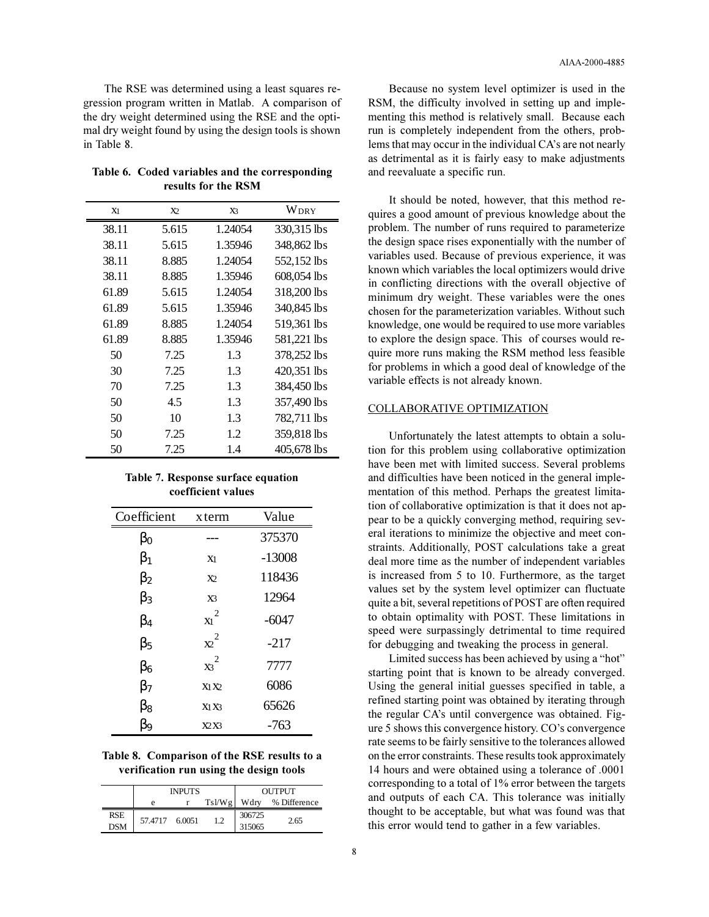The RSE was determined using a least squares regression program written in Matlab. A comparison of the dry weight determined using the RSE and the optimal dry weight found by using the design tools is shown in Table 8.

**Table 6. Coded variables and the corresponding results for the RSM**

| $x_1$ | $x_2$ | $x_3$ | $W_{DRY}$ |
|---|---|---|---|
| 38.11 | 5.615 | 1.24054 | 330,315 lbs |
| 38.11 | 5.615 | 1.35946 | 348,862 lbs |
| 38.11 | 8.885 | 1.24054 | 552,152 lbs |
| 38.11 | 8.885 | 1.35946 | 608,054 lbs |
| 61.89 | 5.615 | 1.24054 | 318,200 lbs |
| 61.89 | 5.615 | 1.35946 | 340,845 lbs |
| 61.89 | 8.885 | 1.24054 | 519,361 lbs |
| 61.89 | 8.885 | 1.35946 | 581,221 lbs |
| 50 | 7.25 | 1.3 | 378,252 lbs |
| 30 | 7.25 | 1.3 | 420,351 lbs |
| 70 | 7.25 | 1.3 | 384,450 lbs |
| 50 | 4.5 | 1.3 | 357,490 lbs |
| 50 | 10 | 1.3 | 782,711 lbs |
| 50 | 7.25 | 1.2 | 359,818 lbs |
| 50 | 7.25 | 1.4 | 405,678 lbs |

**Table 7. Response surface equation coefficient values**

| Coefficient | x term | Value |
|---|---|---|
| $\beta_0$ | --- | 375370 |
| $\beta_1$ | $x_1$ | -13008 |
| $\beta_2$ | $x_2$ | 118436 |
| $\beta_3$ | $x_3$ | 12964 |
| $\beta_4$ | $x_1^2$ | -6047 |
| $\beta_5$ | $x_2^2$ | -217 |
| $\beta_6$ | $x_3^2$ | 7777 |
| $\beta_7$ | $x_1 x_2$ | 6086 |
| $\beta_8$ | $x_1 x_3$ | 65626 |
| $\beta_9$ | $x_2 x_3$ | -763 |

**Table 8. Comparison of the RSE results to a verification run using the design tools**

| | INPUTS | | | OUTPUT | |
|---|---|---|---|---|---|
| | e | r | TsI/Wg | Wdry | % Difference |
| RSE | 57.4717 | 6.0051 | 1.2 | 306725 | 2.65 |
| DSM | | | | 315065 | |

Because no system level optimizer is used in the RSM, the difficulty involved in setting up and implementing this method is relatively small. Because each run is completely independent from the others, problems that may occur in the individual CA's are not nearly as detrimental as it is fairly easy to make adjustments and reevaluate a specific run.

It should be noted, however, that this method requires a good amount of previous knowledge about the problem. The number of runs required to parameterize the design space rises exponentially with the number of variables used. Because of previous experience, it was known which variables the local optimizers would drive in conflicting directions with the overall objective of minimum dry weight. These variables were the ones chosen for the parameterization variables. Without such knowledge, one would be required to use more variables to explore the design space. This of courses would require more runs making the RSM method less feasible for problems in which a good deal of knowledge of the variable effects is not already known.

## COLLABORATIVE OPTIMIZATION

Unfortunately the latest attempts to obtain a solution for this problem using collaborative optimization have been met with limited success. Several problems and difficulties have been noticed in the general implementation of this method. Perhaps the greatest limitation of collaborative optimization is that it does not appear to be a quickly converging method, requiring several iterations to minimize the objective and meet constraints. Additionally, POST calculations take a great deal more time as the number of independent variables is increased from 5 to 10. Furthermore, as the target values set by the system level optimizer can fluctuate quite a bit, several repetitions of POST are often required to obtain optimality with POST. These limitations in speed were surpassingly detrimental to time required for debugging and tweaking the process in general.

Limited success has been achieved by using a "hot" starting point that is known to be already converged. Using the general initial guesses specified in table, a refined starting point was obtained by iterating through the regular CA's until convergence was obtained. Figure 5 shows this convergence history. CO's convergence rate seems to be fairly sensitive to the tolerances allowed on the error constraints. These results took approximately 14 hours and were obtained using a tolerance of .0001 corresponding to a total of 1% error between the targets and outputs of each CA. This tolerance was initially thought to be acceptable, but what was found was that this error would tend to gather in a few variables.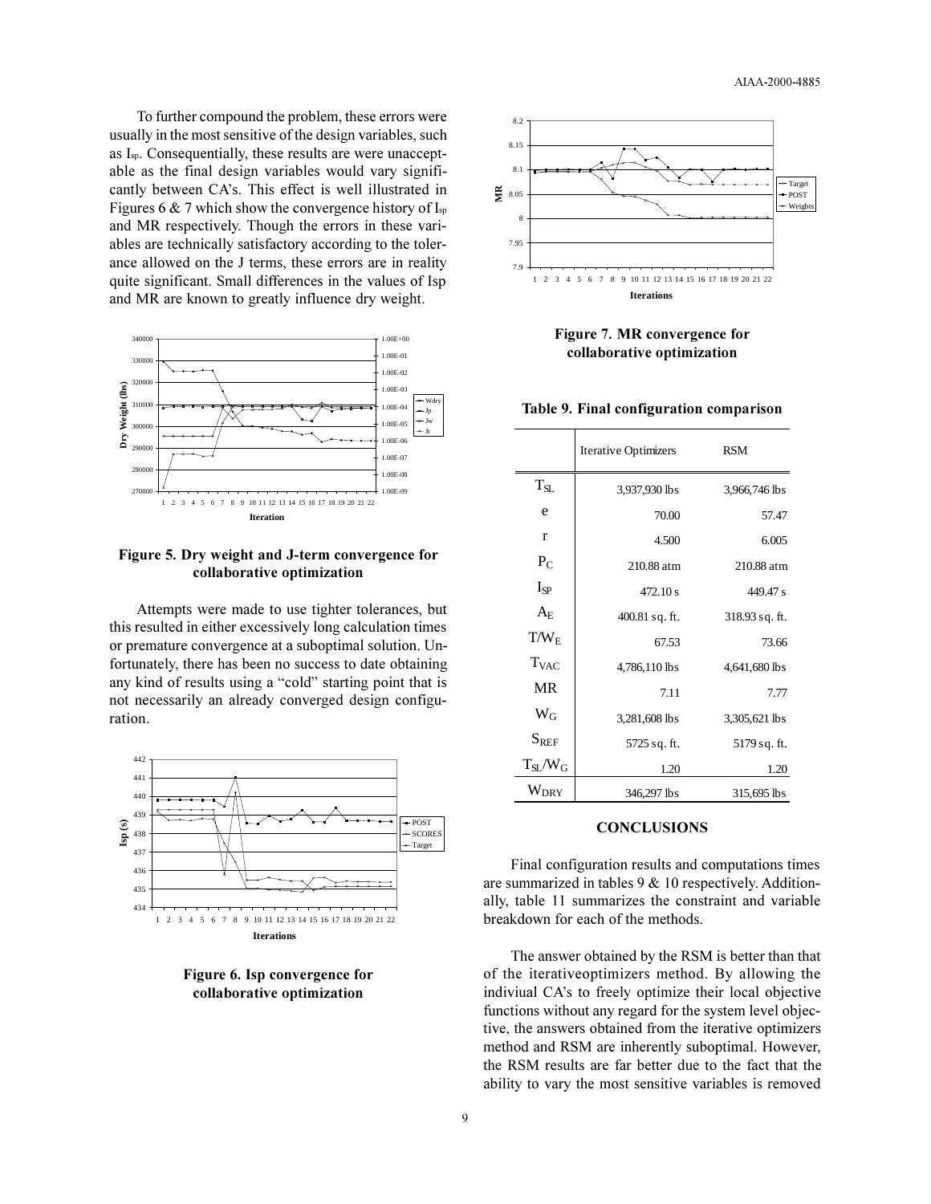To further compound the problem, these errors were usually in the most sensitive of the design variables, such as $I_{sp}$. Consequentially, these results are were unacceptable as the final design variables would vary significantly between CA's. This effect is well illustrated in Figures 6 & 7 which show the convergence history of $I_{sp}$ and MR respectively. Though the errors in these variables are technically satisfactory according to the tolerance allowed on the J terms, these errors are in reality quite significant. Small differences in the values of Isp and MR are known to greatly influence dry weight.

**Figure 5. Dry weight and J-term convergence for collaborative optimization**

Attempts were made to use tighter tolerances, but this resulted in either excessively long calculation times or premature convergence at a suboptimal solution. Unfortunately, there has been no success to date obtaining any kind of results using a "cold" starting point that is not necessarily an already converged design configuration.

**Figure 6. Isp convergence for collaborative optimization**

**Figure 7. MR convergence for collaborative optimization**

**Table 9. Final configuration comparison**

| | Iterative Optimizers | RSM |
|---|---|---|
| $T_{SL}$ | 3,937,930 lbs | 3,966,746 lbs |
| e | 70.00 | 57.47 |
| r | 4.500 | 6.005 |
| $P_C$ | 210.88 atm | 210.88 atm |
| $I_{SP}$ | 472.10 s | 449.47 s |
| $A_E$ | 400.81 sq. ft. | 318.93 sq. ft. |
| $T/W_E$ | 67.53 | 73.66 |
| $T_{VAC}$ | 4,786,110 lbs | 4,641,680 lbs |
| MR | 7.11 | 7.77 |
| $W_G$ | 3,281,608 lbs | 3,305,621 lbs |
| $S_{REF}$ | 5725 sq. ft. | 5179 sq. ft. |
| $T_{SL}/W_G$ | 1.20 | 1.20 |
| $W_{DRY}$ | 346,297 lbs | 315,695 lbs |

## CONCLUSIONS

Final configuration results and computations times are summarized in tables 9 & 10 respectively. Additionally, table 11 summarizes the constraint and variable breakdown for each of the methods.

The answer obtained by the RSM is better than that of the iterativeoptimizers method. By allowing the indiviual CA's to freely optimize their local objective functions without any regard for the system level objective, the answers obtained from the iterative optimizers method and RSM are inherently suboptimal. However, the RSM results are far better due to the fact that the ability to vary the most sensitive variables is removed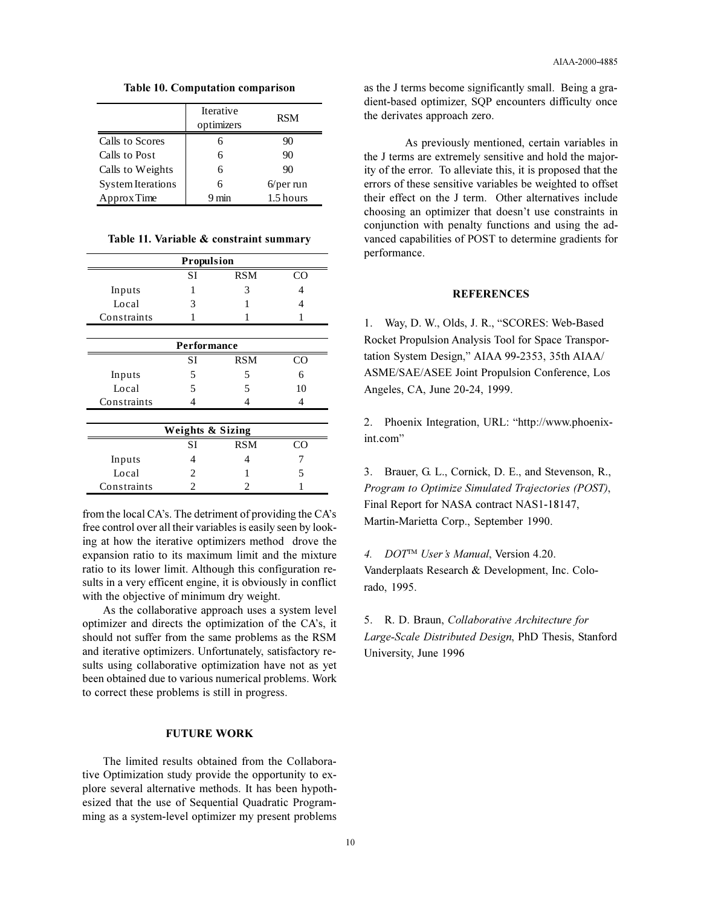**Table 10. Computation comparison**

| | Iterative optimizers | RSM |
|---|---|---|
| Calls to Scores | 6 | 90 |
| Calls to Post | 6 | 90 |
| Calls to Weights | 6 | 90 |
| System Iterations | 6 | 6/per run |
| Approx Time | 9 min | 1.5 hours |

**Table 11. Variable & constraint summary**

| Propulsion | | | |
|---|---|---|---|
| | SI | RSM | CO |
| Inputs | 1 | 3 | 4 |
| Local | 3 | 1 | 4 |
| Constraints | 1 | 1 | 1 |

| Performance | | | |
|---|---|---|---|
| | SI | RSM | CO |
| Inputs | 5 | 5 | 6 |
| Local | 5 | 5 | 10 |
| Constraints | 4 | 4 | 4 |

| Weights & Sizing | | | |
|---|---|---|---|
| | SI | RSM | CO |
| Inputs | 4 | 4 | 7 |
| Local | 2 | 1 | 5 |
| Constraints | 2 | 2 | 1 |

from the local CA's. The detriment of providing the CA's free control over all their variables is easily seen by looking at how the iterative optimizers method drove the expansion ratio to its maximum limit and the mixture ratio to its lower limit. Although this configuration results in a very efficent engine, it is obviously in conflict with the objective of minimum dry weight.

As the collaborative approach uses a system level optimizer and directs the optimization of the CA's, it should not suffer from the same problems as the RSM and iterative optimizers. Unfortunately, satisfactory results using collaborative optimization have not as yet been obtained due to various numerical problems. Work to correct these problems is still in progress.

## FUTURE WORK

The limited results obtained from the Collaborative Optimization study provide the opportunity to explore several alternative methods. It has been hypothesized that the use of Sequential Quadratic Programming as a system-level optimizer my present problems as the J terms become significantly small. Being a gradient-based optimizer, SQP encounters difficulty once the derivates approach zero.

As previously mentioned, certain variables in the J terms are extremely sensitive and hold the majority of the error. To alleviate this, it is proposed that the errors of these sensitive variables be weighted to offset their effect on the J term. Other alternatives include choosing an optimizer that doesn't use constraints in conjunction with penalty functions and using the advanced capabilities of POST to determine gradients for performance.

## REFERENCES

1. Way, D. W., Olds, J. R., "SCORES: Web-Based Rocket Propulsion Analysis Tool for Space Transportation System Design," AIAA 99-2353, 35th AIAA/ASME/SAE/ASEE Joint Propulsion Conference, Los Angeles, CA, June 20-24, 1999.

2. Phoenix Integration, URL: "http://www.phoenix-int.com"

3. Brauer, G. L., Cornick, D. E., and Stevenson, R., *Program to Optimize Simulated Trajectories (POST)*, Final Report for NASA contract NAS1-18147, Martin-Marietta Corp., September 1990.

4. *DOT™ User's Manual*, Version 4.20. Vanderplaats Research & Development, Inc. Colorado, 1995.

5. R. D. Braun, *Collaborative Architecture for Large-Scale Distributed Design*, PhD Thesis, Stanford University, June 1996